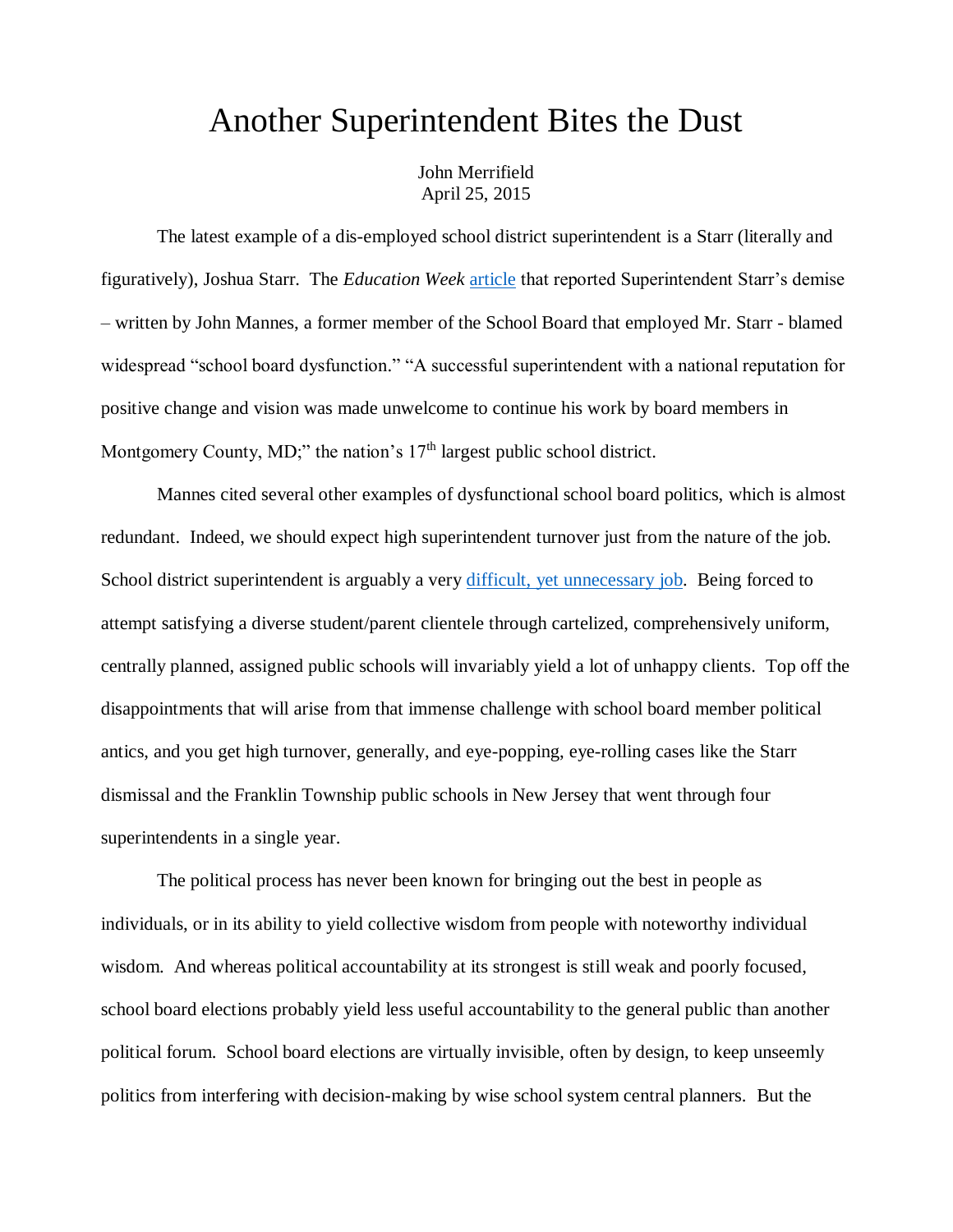# Another Superintendent Bites the Dust

John Merrifield
April 25, 2015

The latest example of a dis-employed school district superintendent is a Starr (literally and figuratively), Joshua Starr. The *Education Week* article that reported Superintendent Starr's demise – written by John Mannes, a former member of the School Board that employed Mr. Starr - blamed widespread "school board dysfunction." "A successful superintendent with a national reputation for positive change and vision was made unwelcome to continue his work by board members in Montgomery County, MD;" the nation's 17th largest public school district.

Mannes cited several other examples of dysfunctional school board politics, which is almost redundant. Indeed, we should expect high superintendent turnover just from the nature of the job. School district superintendent is arguably a very difficult, yet unnecessary job. Being forced to attempt satisfying a diverse student/parent clientele through cartelized, comprehensively uniform, centrally planned, assigned public schools will invariably yield a lot of unhappy clients. Top off the disappointments that will arise from that immense challenge with school board member political antics, and you get high turnover, generally, and eye-popping, eye-rolling cases like the Starr dismissal and the Franklin Township public schools in New Jersey that went through four superintendents in a single year.

The political process has never been known for bringing out the best in people as individuals, or in its ability to yield collective wisdom from people with noteworthy individual wisdom. And whereas political accountability at its strongest is still weak and poorly focused, school board elections probably yield less useful accountability to the general public than another political forum. School board elections are virtually invisible, often by design, to keep unseemly politics from interfering with decision-making by wise school system central planners. But the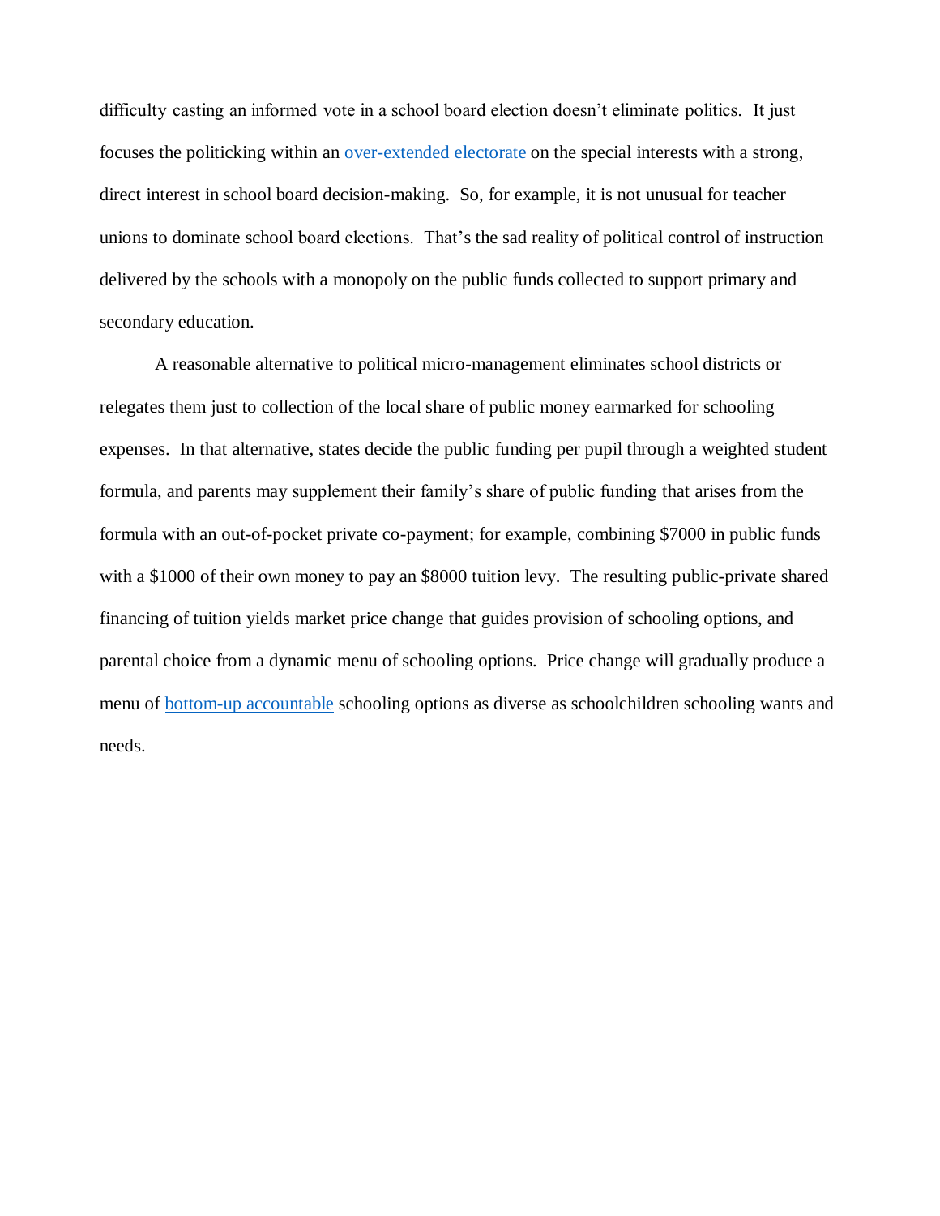difficulty casting an informed vote in a school board election doesn't eliminate politics. It just focuses the politicking within an over-extended electorate on the special interests with a strong, direct interest in school board decision-making. So, for example, it is not unusual for teacher unions to dominate school board elections. That's the sad reality of political control of instruction delivered by the schools with a monopoly on the public funds collected to support primary and secondary education.

A reasonable alternative to political micro-management eliminates school districts or relegates them just to collection of the local share of public money earmarked for schooling expenses. In that alternative, states decide the public funding per pupil through a weighted student formula, and parents may supplement their family's share of public funding that arises from the formula with an out-of-pocket private co-payment; for example, combining $7000 in public funds with a $1000 of their own money to pay an $8000 tuition levy. The resulting public-private shared financing of tuition yields market price change that guides provision of schooling options, and parental choice from a dynamic menu of schooling options. Price change will gradually produce a menu of bottom-up accountable schooling options as diverse as schoolchildren schooling wants and needs.